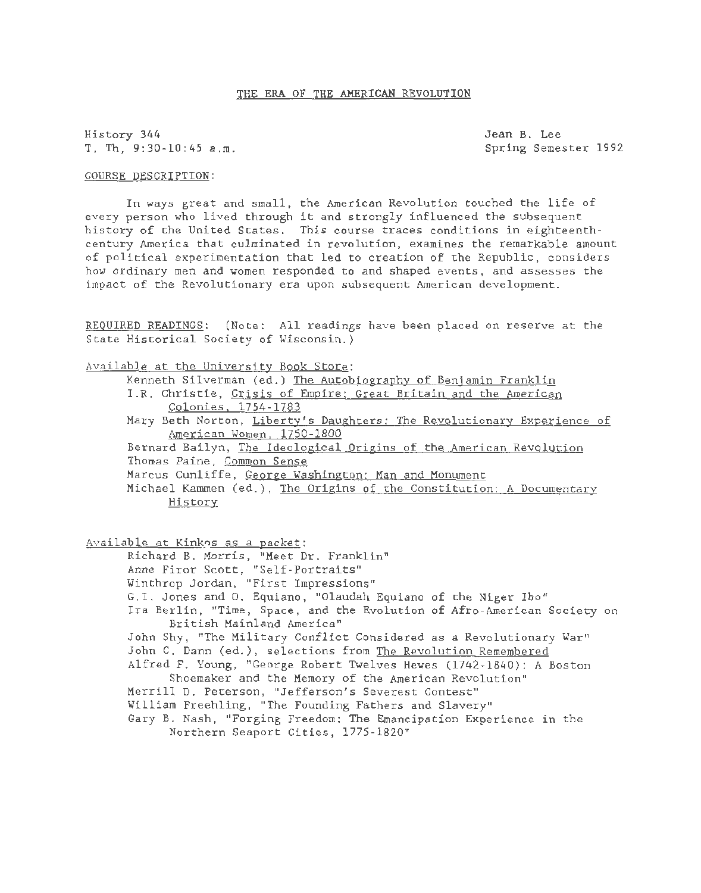# THE ERA OF THE AMERICAN REVOLUTION

History 344
T, Th, 9:30-10:45 a.m.

Jean B. Lee
Spring Semester 1992

## COURSE DESCRIPTION:

In ways great and small, the American Revolution touched the life of every person who lived through it and strongly influenced the subsequent history of the United States. This course traces conditions in eighteenth-century America that culminated in revolution, examines the remarkable amount of political experimentation that led to creation of the Republic, considers how ordinary men and women responded to and shaped events, and assesses the impact of the Revolutionary era upon subsequent American development.

## REQUIRED READINGS:

(Note: All readings have been placed on reserve at the State Historical Society of Wisconsin.)

### Available at the University Book Store:

- Kenneth Silverman (ed.) The Autobiography of Benjamin Franklin
- I.R. Christie, Crisis of Empire; Great Britain and the American Colonies, 1754-1783
- Mary Beth Norton, Liberty's Daughters: The Revolutionary Experience of American Women, 1750-1800
- Bernard Bailyn, The Ideological Origins of the American Revolution
- Thomas Paine, Common Sense
- Marcus Cunliffe, George Washington: Man and Monument
- Michael Kammen (ed.), The Origins of the Constitution: A Documentary History

### Available at Kinkos as a packet:

- Richard B. Morris, "Meet Dr. Franklin"
- Anne Firor Scott, "Self-Portraits"
- Winthrop Jordan, "First Impressions"
- G.I. Jones and O. Equiano, "Olaudah Equiano of the Niger Ibo"
- Ira Berlin, "Time, Space, and the Evolution of Afro-American Society on British Mainland America"
- John Shy, "The Military Conflict Considered as a Revolutionary War"
- John C. Dann (ed.), selections from The Revolution Remembered
- Alfred F. Young, "George Robert Twelves Hewes (1742-1840): A Boston Shoemaker and the Memory of the American Revolution"
- Merrill D. Peterson, "Jefferson's Severest Contest"
- William Freehling, "The Founding Fathers and Slavery"
- Gary B. Nash, "Forging Freedom: The Emancipation Experience in the Northern Seaport Cities, 1775-1820"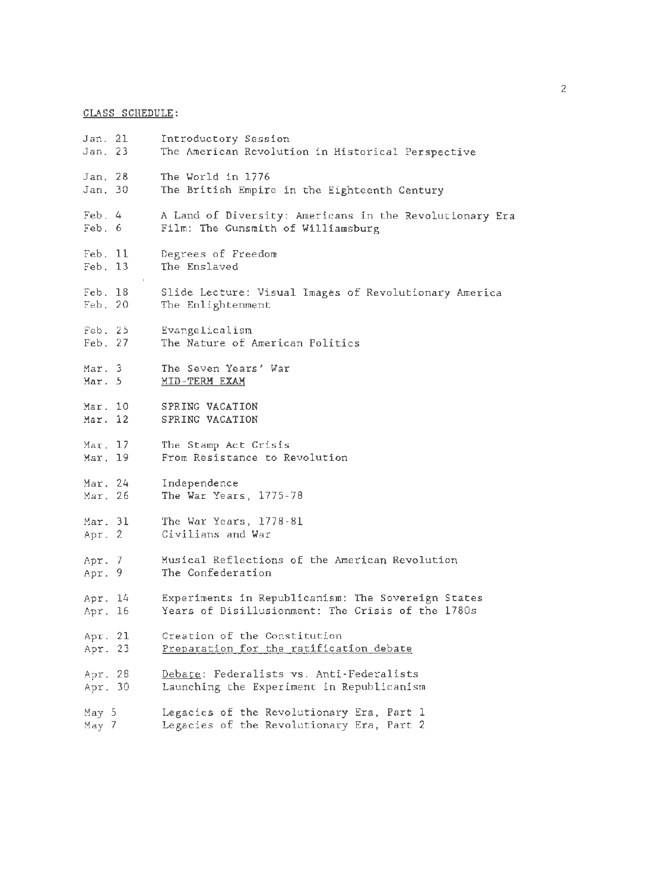CLASS SCHEDULE:

| | |
|---|---|
| Jan. 21 | Introductory Session |
| Jan. 23 | The American Revolution in Historical Perspective |
| Jan. 28 | The World in 1776 |
| Jan. 30 | The British Empire in the Eighteenth Century |
| Feb. 4 | A Land of Diversity: Americans in the Revolutionary Era |
| Feb. 6 | Film: The Gunsmith of Williamsburg |
| Feb. 11 | Degrees of Freedom |
| Feb. 13 | The Enslaved |
| Feb. 18 | Slide Lecture: Visual Images of Revolutionary America |
| Feb. 20 | The Enlightenment |
| Feb. 25 | Evangelicalism |
| Feb. 27 | The Nature of American Politics |
| Mar. 3 | The Seven Years' War |
| Mar. 5 | <u>MID-TERM EXAM</u> |
| Mar. 10 | SPRING VACATION |
| Mar. 12 | SPRING VACATION |
| Mar. 17 | The Stamp Act Crisis |
| Mar. 19 | From Resistance to Revolution |
| Mar. 24 | Independence |
| Mar. 26 | The War Years, 1775-78 |
| Mar. 31 | The War Years, 1778-81 |
| Apr. 2 | Civilians and War |
| Apr. 7 | Musical Reflections of the American Revolution |
| Apr. 9 | The Confederation |
| Apr. 14 | Experiments in Republicanism: The Sovereign States |
| Apr. 16 | Years of Disillusionment: The Crisis of the 1780s |
| Apr. 21 | Creation of the Constitution |
| Apr. 23 | <u>Preparation for the ratification debate</u> |
| Apr. 28 | <u>Debate</u>: Federalists vs. Anti-Federalists |
| Apr. 30 | Launching the Experiment in Republicanism |
| May 5 | Legacies of the Revolutionary Era, Part 1 |
| May 7 | Legacies of the Revolutionary Era, Part 2 |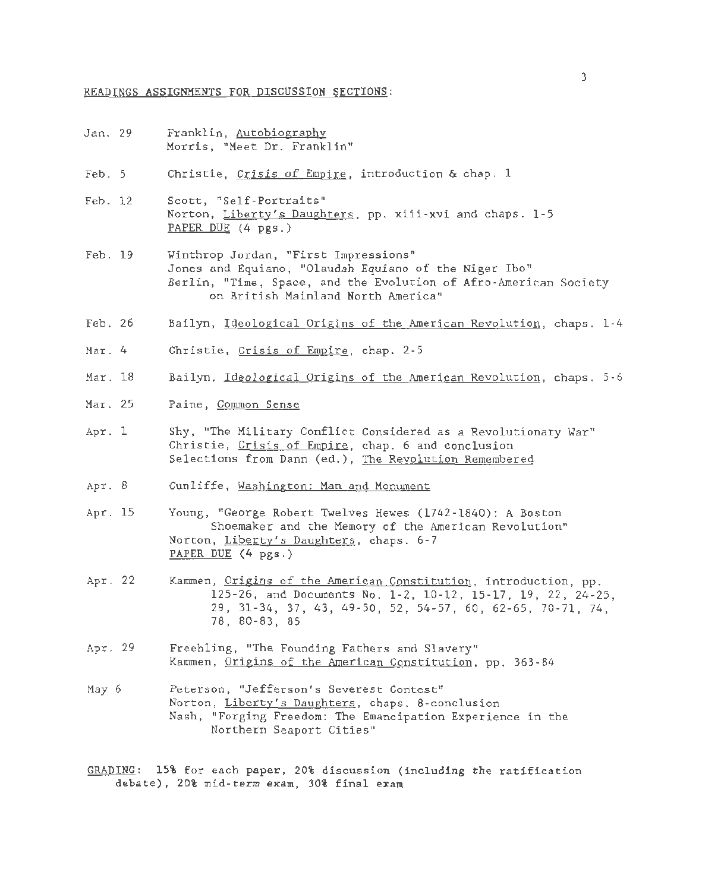## READINGS ASSIGNMENTS FOR DISCUSSION SECTIONS:

| | |
|---|---|
| Jan. 29 | Franklin, Autobiography<br>Morris, "Meet Dr. Franklin" |
| Feb. 5 | Christie, *Crisis of Empire*, introduction & chap. 1 |
| Feb. 12 | Scott, "Self-Portraits"<br>Norton, Liberty's Daughters, pp. xiii-xvi and chaps. 1-5<br>PAPER DUE (4 pgs.) |
| Feb. 19 | Winthrop Jordan, "First Impressions"<br>Jones and Equiano, "Olaudah Equiano of the Niger Ibo"<br>Berlin, "Time, Space, and the Evolution of Afro-American Society on British Mainland North America" |
| Feb. 26 | Bailyn, Ideological Origins of the American Revolution, chaps. 1-4 |
| Mar. 4 | Christie, Crisis of Empire, chap. 2-5 |
| Mar. 18 | Bailyn, Ideological Origins of the American Revolution, chaps. 5-6 |
| Mar. 25 | Paine, Common Sense |
| Apr. 1 | Shy, "The Military Conflict Considered as a Revolutionary War"<br>Christie, Crisis of Empire, chap. 6 and conclusion<br>Selections from Dann (ed.), The Revolution Remembered |
| Apr. 8 | Cunliffe, Washington: Man and Monument |
| Apr. 15 | Young, "George Robert Twelves Hewes (1742-1840): A Boston Shoemaker and the Memory of the American Revolution"<br>Norton, Liberty's Daughters, chaps. 6-7<br>PAPER DUE (4 pgs.) |
| Apr. 22 | Kammen, Origins of the American Constitution, introduction, pp. 125-26, and Documents No. 1-2, 10-12, 15-17, 19, 22, 24-25, 29, 31-34, 37, 43, 49-50, 52, 54-57, 60, 62-65, 70-71, 74, 78, 80-83, 85 |
| Apr. 29 | Freehling, "The Founding Fathers and Slavery"<br>Kammen, Origins of the American Constitution, pp. 363-84 |
| May 6 | Peterson, "Jefferson's Severest Contest"<br>Norton, Liberty's Daughters, chaps. 8-conclusion<br>Nash, "Forging Freedom: The Emancipation Experience in the Northern Seaport Cities" |

GRADING: 15% for each paper, 20% discussion (including the ratification debate), 20% mid-term exam, 30% final exam